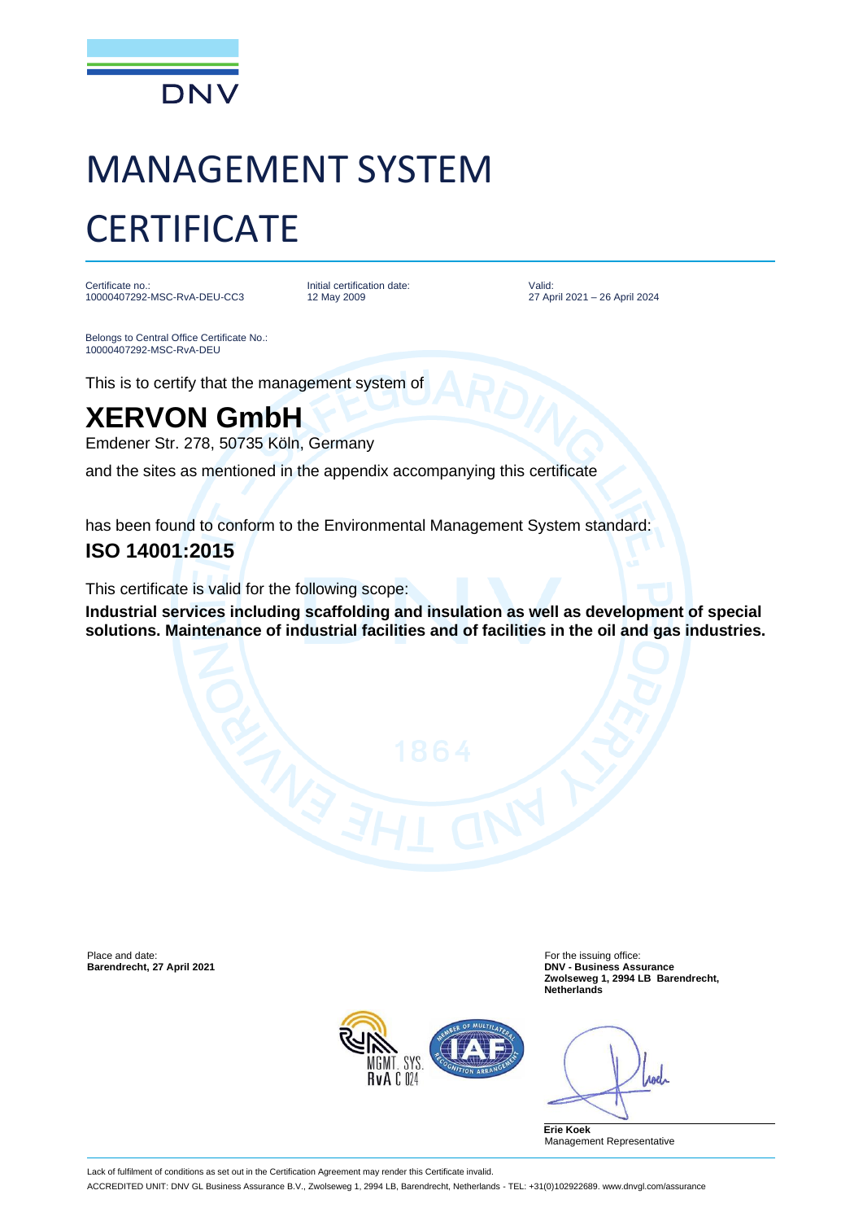DNV

# MANAGEMENT SYSTEM CERTIFICATE

| Certificate no.: | Initial certification date: | Valid: |
|---|---|---|
| 10000407292-MSC-RvA-DEU-CC3 | 12 May 2009 | 27 April 2021 – 26 April 2024 |

Belongs to Central Office Certificate No.:
10000407292-MSC-RvA-DEU

This is to certify that the management system of

## XERVON GmbH

Emdener Str. 278, 50735 Köln, Germany

and the sites as mentioned in the appendix accompanying this certificate

has been found to conform to the Environmental Management System standard:

### ISO 14001:2015

This certificate is valid for the following scope:

**Industrial services including scaffolding and insulation as well as development of special solutions. Maintenance of industrial facilities and of facilities in the oil and gas industries.**

Place and date:
**Barendrecht, 27 April 2021**

For the issuing office:
**DNV - Business Assurance**
**Zwolseweg 1, 2994 LB Barendrecht, Netherlands**

MGMT. SYS.
RvA C 024

**Erie Koek**
Management Representative

Lack of fulfilment of conditions as set out in the Certification Agreement may render this Certificate invalid.

ACCREDITED UNIT: DNV GL Business Assurance B.V., Zwolseweg 1, 2994 LB, Barendrecht, Netherlands - TEL: +31(0)102922689. www.dnvgl.com/assurance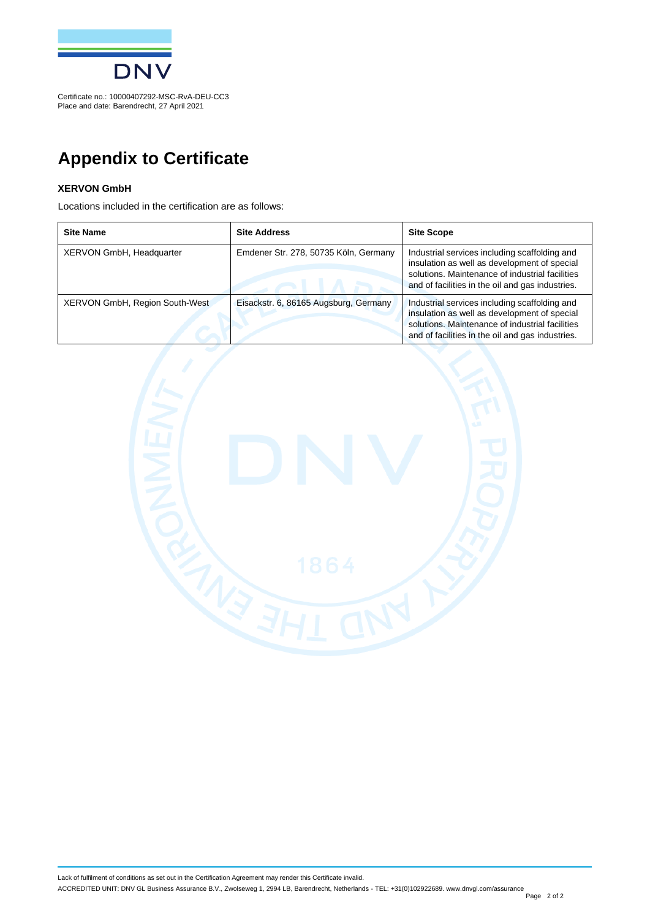Certificate no.: 10000407292-MSC-RvA-DEU-CC3
Place and date: Barendrecht, 27 April 2021

# Appendix to Certificate

**XERVON GmbH**

Locations included in the certification are as follows:

| Site Name | Site Address | Site Scope |
|---|---|---|
| XERVON GmbH, Headquarter | Emdener Str. 278, 50735 Köln, Germany | Industrial services including scaffolding and insulation as well as development of special solutions. Maintenance of industrial facilities and of facilities in the oil and gas industries. |
| XERVON GmbH, Region South-West | Eisackstr. 6, 86165 Augsburg, Germany | Industrial services including scaffolding and insulation as well as development of special solutions. Maintenance of industrial facilities and of facilities in the oil and gas industries. |

Lack of fulfilment of conditions as set out in the Certification Agreement may render this Certificate invalid.

ACCREDITED UNIT: DNV GL Business Assurance B.V., Zwolseweg 1, 2994 LB, Barendrecht, Netherlands - TEL: +31(0)102922689. www.dnvgl.com/assurance